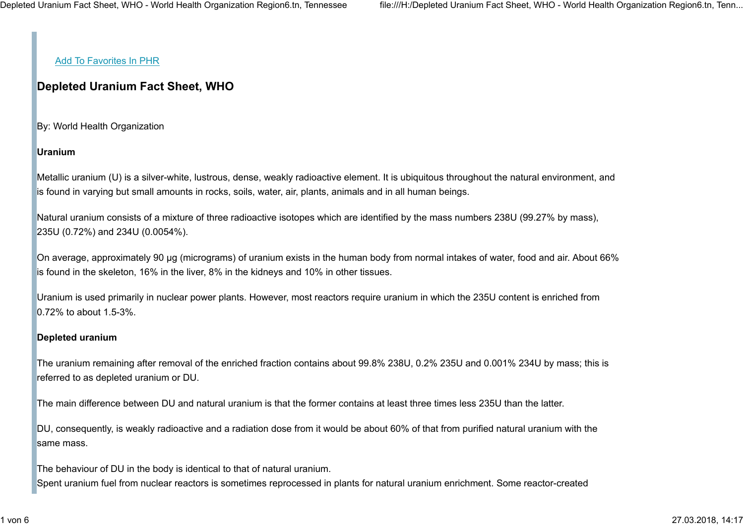[Add To Favorites In PHR]

# Depleted Uranium Fact Sheet, WHO

By: World Health Organization

**Uranium**

Metallic uranium (U) is a silver-white, lustrous, dense, weakly radioactive element. It is ubiquitous throughout the natural environment, and is found in varying but small amounts in rocks, soils, water, air, plants, animals and in all human beings.

Natural uranium consists of a mixture of three radioactive isotopes which are identified by the mass numbers 238U (99.27% by mass), 235U (0.72%) and 234U (0.0054%).

On average, approximately 90 µg (micrograms) of uranium exists in the human body from normal intakes of water, food and air. About 66% is found in the skeleton, 16% in the liver, 8% in the kidneys and 10% in other tissues.

Uranium is used primarily in nuclear power plants. However, most reactors require uranium in which the 235U content is enriched from 0.72% to about 1.5-3%.

**Depleted uranium**

The uranium remaining after removal of the enriched fraction contains about 99.8% 238U, 0.2% 235U and 0.001% 234U by mass; this is referred to as depleted uranium or DU.

The main difference between DU and natural uranium is that the former contains at least three times less 235U than the latter.

DU, consequently, is weakly radioactive and a radiation dose from it would be about 60% of that from purified natural uranium with the same mass.

The behaviour of DU in the body is identical to that of natural uranium.
Spent uranium fuel from nuclear reactors is sometimes reprocessed in plants for natural uranium enrichment. Some reactor-created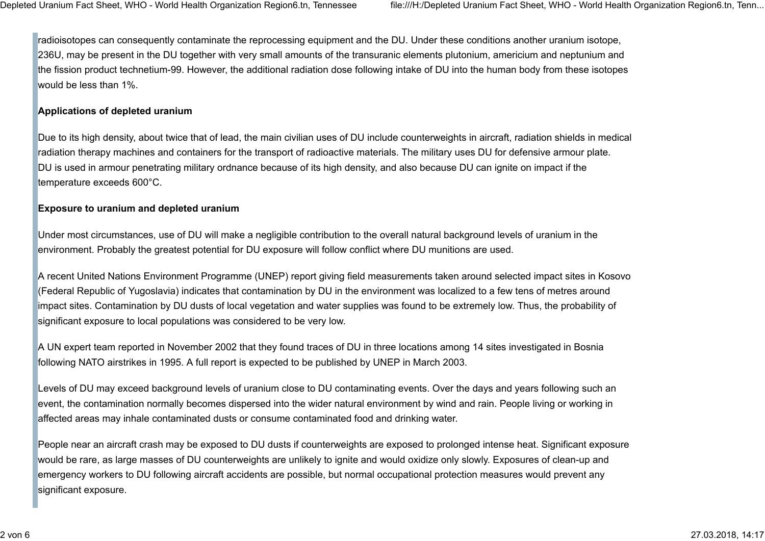radioisotopes can consequently contaminate the reprocessing equipment and the DU. Under these conditions another uranium isotope, 236U, may be present in the DU together with very small amounts of the transuranic elements plutonium, americium and neptunium and the fission product technetium-99. However, the additional radiation dose following intake of DU into the human body from these isotopes would be less than 1%.

**Applications of depleted uranium**

Due to its high density, about twice that of lead, the main civilian uses of DU include counterweights in aircraft, radiation shields in medical radiation therapy machines and containers for the transport of radioactive materials. The military uses DU for defensive armour plate. DU is used in armour penetrating military ordnance because of its high density, and also because DU can ignite on impact if the temperature exceeds 600°C.

**Exposure to uranium and depleted uranium**

Under most circumstances, use of DU will make a negligible contribution to the overall natural background levels of uranium in the environment. Probably the greatest potential for DU exposure will follow conflict where DU munitions are used.

A recent United Nations Environment Programme (UNEP) report giving field measurements taken around selected impact sites in Kosovo (Federal Republic of Yugoslavia) indicates that contamination by DU in the environment was localized to a few tens of metres around impact sites. Contamination by DU dusts of local vegetation and water supplies was found to be extremely low. Thus, the probability of significant exposure to local populations was considered to be very low.

A UN expert team reported in November 2002 that they found traces of DU in three locations among 14 sites investigated in Bosnia following NATO airstrikes in 1995. A full report is expected to be published by UNEP in March 2003.

Levels of DU may exceed background levels of uranium close to DU contaminating events. Over the days and years following such an event, the contamination normally becomes dispersed into the wider natural environment by wind and rain. People living or working in affected areas may inhale contaminated dusts or consume contaminated food and drinking water.

People near an aircraft crash may be exposed to DU dusts if counterweights are exposed to prolonged intense heat. Significant exposure would be rare, as large masses of DU counterweights are unlikely to ignite and would oxidize only slowly. Exposures of clean-up and emergency workers to DU following aircraft accidents are possible, but normal occupational protection measures would prevent any significant exposure.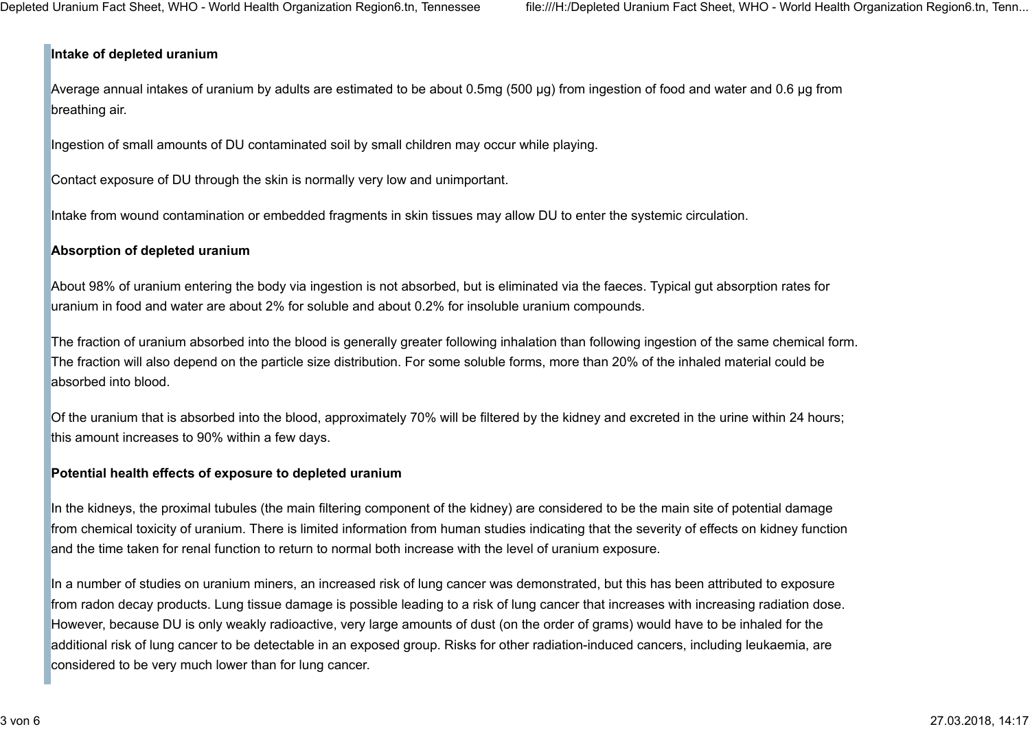**Intake of depleted uranium**

Average annual intakes of uranium by adults are estimated to be about 0.5mg (500 µg) from ingestion of food and water and 0.6 µg from breathing air.

Ingestion of small amounts of DU contaminated soil by small children may occur while playing.

Contact exposure of DU through the skin is normally very low and unimportant.

Intake from wound contamination or embedded fragments in skin tissues may allow DU to enter the systemic circulation.

**Absorption of depleted uranium**

About 98% of uranium entering the body via ingestion is not absorbed, but is eliminated via the faeces. Typical gut absorption rates for uranium in food and water are about 2% for soluble and about 0.2% for insoluble uranium compounds.

The fraction of uranium absorbed into the blood is generally greater following inhalation than following ingestion of the same chemical form. The fraction will also depend on the particle size distribution. For some soluble forms, more than 20% of the inhaled material could be absorbed into blood.

Of the uranium that is absorbed into the blood, approximately 70% will be filtered by the kidney and excreted in the urine within 24 hours; this amount increases to 90% within a few days.

**Potential health effects of exposure to depleted uranium**

In the kidneys, the proximal tubules (the main filtering component of the kidney) are considered to be the main site of potential damage from chemical toxicity of uranium. There is limited information from human studies indicating that the severity of effects on kidney function and the time taken for renal function to return to normal both increase with the level of uranium exposure.

In a number of studies on uranium miners, an increased risk of lung cancer was demonstrated, but this has been attributed to exposure from radon decay products. Lung tissue damage is possible leading to a risk of lung cancer that increases with increasing radiation dose. However, because DU is only weakly radioactive, very large amounts of dust (on the order of grams) would have to be inhaled for the additional risk of lung cancer to be detectable in an exposed group. Risks for other radiation-induced cancers, including leukaemia, are considered to be very much lower than for lung cancer.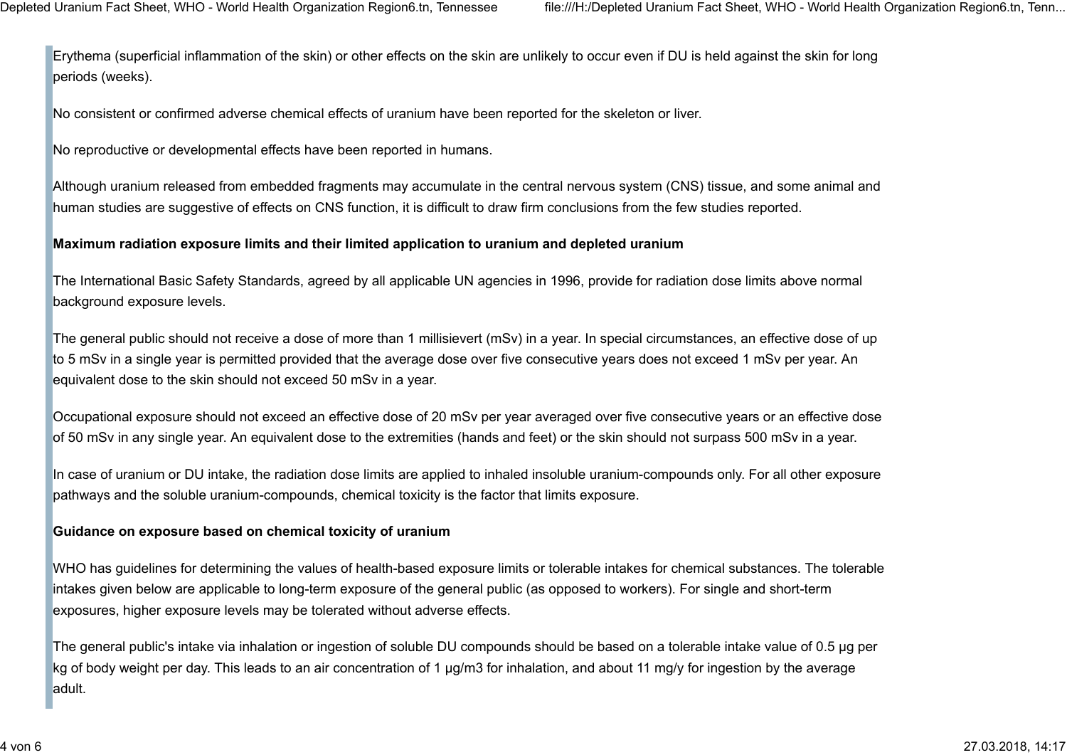Erythema (superficial inflammation of the skin) or other effects on the skin are unlikely to occur even if DU is held against the skin for long periods (weeks).

No consistent or confirmed adverse chemical effects of uranium have been reported for the skeleton or liver.

No reproductive or developmental effects have been reported in humans.

Although uranium released from embedded fragments may accumulate in the central nervous system (CNS) tissue, and some animal and human studies are suggestive of effects on CNS function, it is difficult to draw firm conclusions from the few studies reported.

**Maximum radiation exposure limits and their limited application to uranium and depleted uranium**

The International Basic Safety Standards, agreed by all applicable UN agencies in 1996, provide for radiation dose limits above normal background exposure levels.

The general public should not receive a dose of more than 1 millisievert (mSv) in a year. In special circumstances, an effective dose of up to 5 mSv in a single year is permitted provided that the average dose over five consecutive years does not exceed 1 mSv per year. An equivalent dose to the skin should not exceed 50 mSv in a year.

Occupational exposure should not exceed an effective dose of 20 mSv per year averaged over five consecutive years or an effective dose of 50 mSv in any single year. An equivalent dose to the extremities (hands and feet) or the skin should not surpass 500 mSv in a year.

In case of uranium or DU intake, the radiation dose limits are applied to inhaled insoluble uranium-compounds only. For all other exposure pathways and the soluble uranium-compounds, chemical toxicity is the factor that limits exposure.

**Guidance on exposure based on chemical toxicity of uranium**

WHO has guidelines for determining the values of health-based exposure limits or tolerable intakes for chemical substances. The tolerable intakes given below are applicable to long-term exposure of the general public (as opposed to workers). For single and short-term exposures, higher exposure levels may be tolerated without adverse effects.

The general public's intake via inhalation or ingestion of soluble DU compounds should be based on a tolerable intake value of 0.5 µg per kg of body weight per day. This leads to an air concentration of 1 µg/m3 for inhalation, and about 11 mg/y for ingestion by the average adult.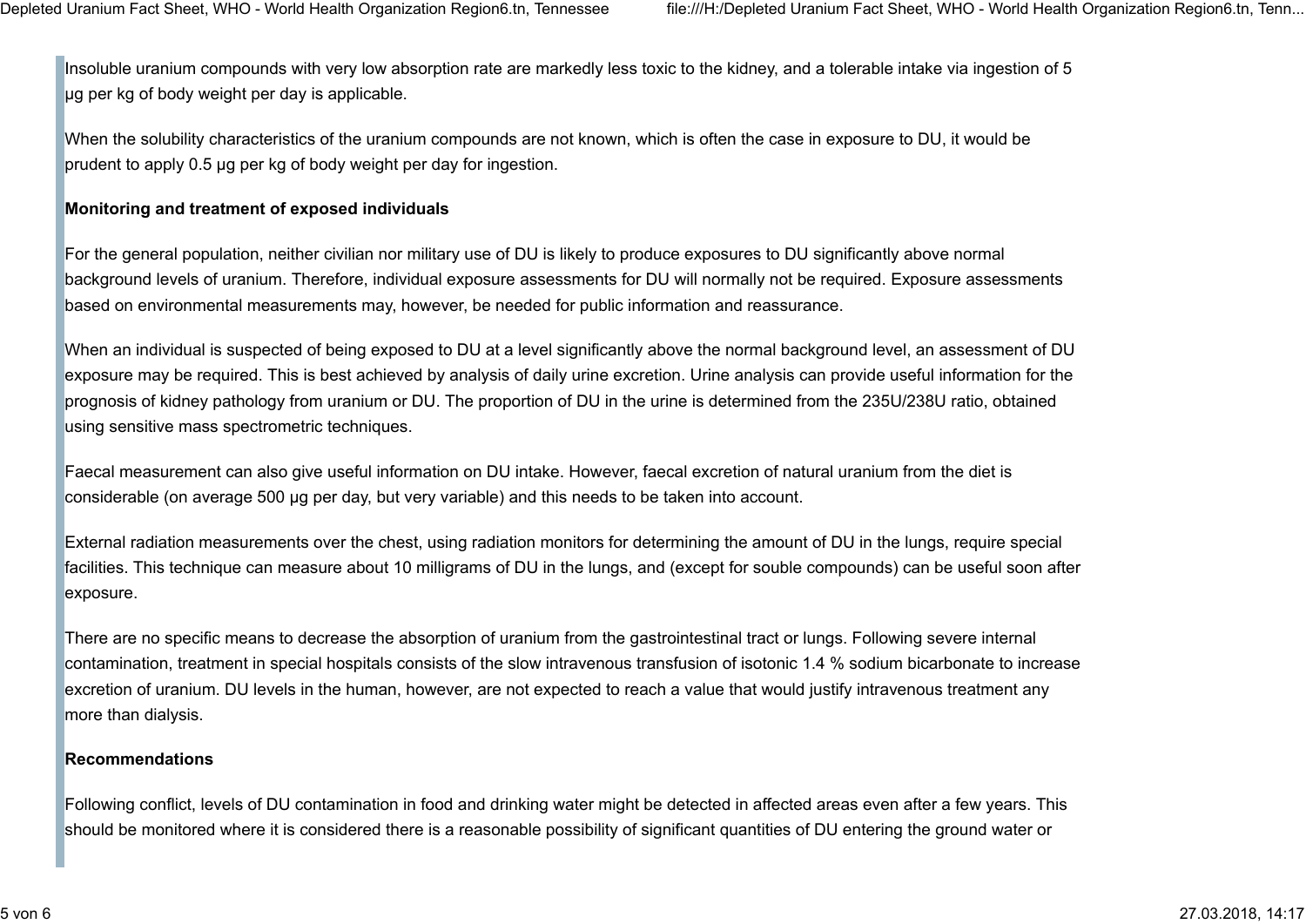Insoluble uranium compounds with very low absorption rate are markedly less toxic to the kidney, and a tolerable intake via ingestion of 5 μg per kg of body weight per day is applicable.

When the solubility characteristics of the uranium compounds are not known, which is often the case in exposure to DU, it would be prudent to apply 0.5 μg per kg of body weight per day for ingestion.

**Monitoring and treatment of exposed individuals**

For the general population, neither civilian nor military use of DU is likely to produce exposures to DU significantly above normal background levels of uranium. Therefore, individual exposure assessments for DU will normally not be required. Exposure assessments based on environmental measurements may, however, be needed for public information and reassurance.

When an individual is suspected of being exposed to DU at a level significantly above the normal background level, an assessment of DU exposure may be required. This is best achieved by analysis of daily urine excretion. Urine analysis can provide useful information for the prognosis of kidney pathology from uranium or DU. The proportion of DU in the urine is determined from the 235U/238U ratio, obtained using sensitive mass spectrometric techniques.

Faecal measurement can also give useful information on DU intake. However, faecal excretion of natural uranium from the diet is considerable (on average 500 μg per day, but very variable) and this needs to be taken into account.

External radiation measurements over the chest, using radiation monitors for determining the amount of DU in the lungs, require special facilities. This technique can measure about 10 milligrams of DU in the lungs, and (except for souble compounds) can be useful soon after exposure.

There are no specific means to decrease the absorption of uranium from the gastrointestinal tract or lungs. Following severe internal contamination, treatment in special hospitals consists of the slow intravenous transfusion of isotonic 1.4 % sodium bicarbonate to increase excretion of uranium. DU levels in the human, however, are not expected to reach a value that would justify intravenous treatment any more than dialysis.

**Recommendations**

Following conflict, levels of DU contamination in food and drinking water might be detected in affected areas even after a few years. This should be monitored where it is considered there is a reasonable possibility of significant quantities of DU entering the ground water or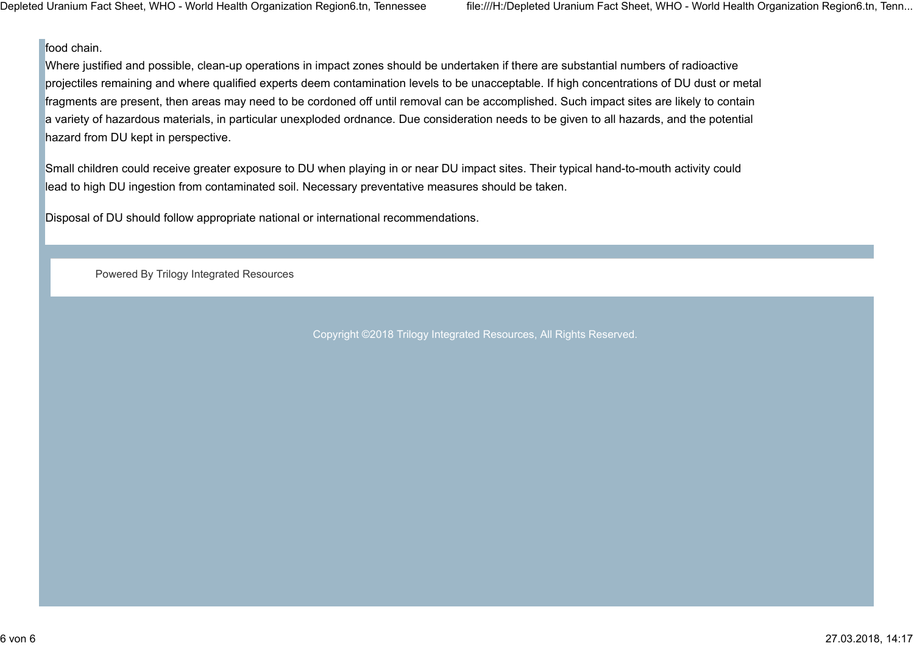food chain.

Where justified and possible, clean-up operations in impact zones should be undertaken if there are substantial numbers of radioactive projectiles remaining and where qualified experts deem contamination levels to be unacceptable. If high concentrations of DU dust or metal fragments are present, then areas may need to be cordoned off until removal can be accomplished. Such impact sites are likely to contain a variety of hazardous materials, in particular unexploded ordnance. Due consideration needs to be given to all hazards, and the potential hazard from DU kept in perspective.

Small children could receive greater exposure to DU when playing in or near DU impact sites. Their typical hand-to-mouth activity could lead to high DU ingestion from contaminated soil. Necessary preventative measures should be taken.

Disposal of DU should follow appropriate national or international recommendations.

Powered By Trilogy Integrated Resources

Copyright ©2018 Trilogy Integrated Resources, All Rights Reserved.